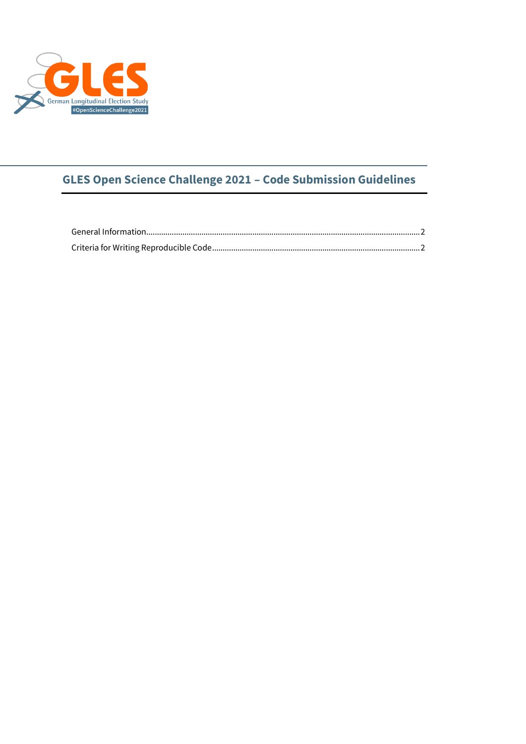GLES

German Longitudinal Election Study

#OpenScienceChallenge2021

# GLES Open Science Challenge 2021 – Code Submission Guidelines

General Information ........................................ 2

Criteria for Writing Reproducible Code ........................................ 2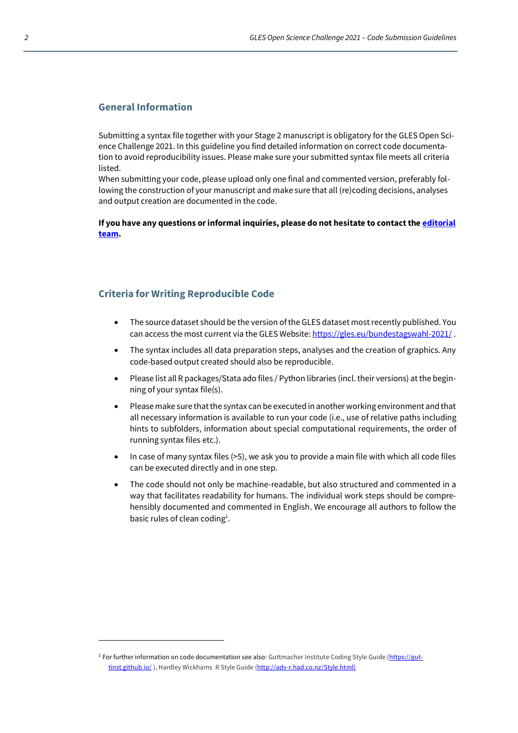## General Information

Submitting a syntax file together with your Stage 2 manuscript is obligatory for the GLES Open Science Challenge 2021. In this guideline you find detailed information on correct code documentation to avoid reproducibility issues. Please make sure your submitted syntax file meets all criteria listed.
When submitting your code, please upload only one final and commented version, preferably following the construction of your manuscript and make sure that all (re)coding decisions, analyses and output creation are documented in the code.

**If you have any questions or informal inquiries, please do not hesitate to contact the editorial team.**

## Criteria for Writing Reproducible Code

- The source dataset should be the version of the GLES dataset most recently published. You can access the most current via the GLES Website: https://gles.eu/bundestagswahl-2021/ .
- The syntax includes all data preparation steps, analyses and the creation of graphics. Any code-based output created should also be reproducible.
- Please list all R packages/Stata ado files / Python libraries (incl. their versions) at the beginning of your syntax file(s).
- Please make sure that the syntax can be executed in another working environment and that all necessary information is available to run your code (i.e., use of relative paths including hints to subfolders, information about special computational requirements, the order of running syntax files etc.).
- In case of many syntax files (>5), we ask you to provide a main file with which all code files can be executed directly and in one step.
- The code should not only be machine-readable, but also structured and commented in a way that facilitates readability for humans. The individual work steps should be comprehensibly documented and commented in English. We encourage all authors to follow the basic rules of clean coding[1].

[1] For further information on code documentation see also: Guttmacher Institute Coding Style Guide (https://gut-tinst.github.io/ ), Hardley Wickhams R Style Guide (http://adv-r.had.co.nz/Style.html)